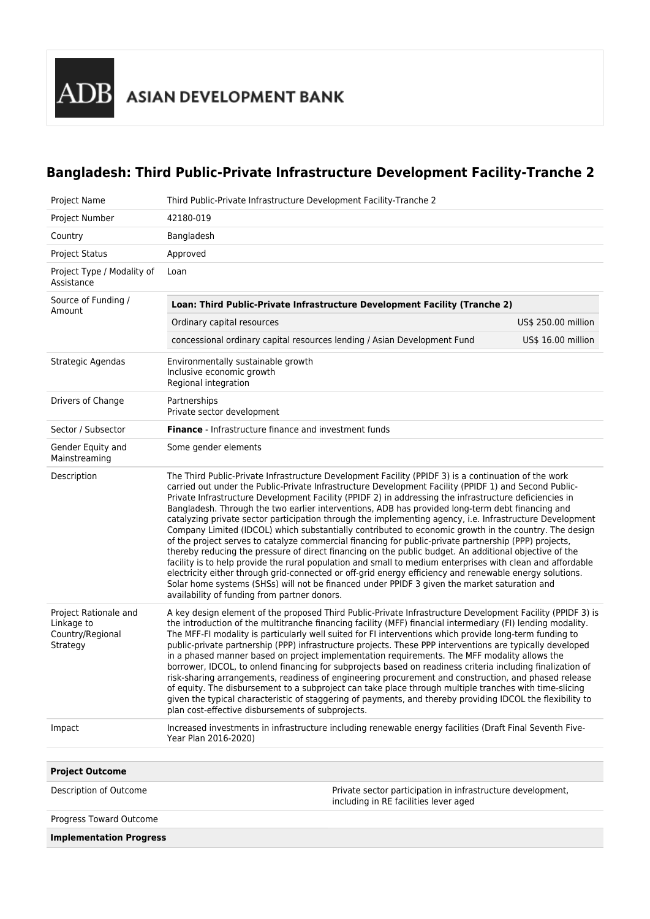ADB ASIAN DEVELOPMENT BANK

## Bangladesh: Third Public-Private Infrastructure Development Facility-Tranche 2

| | |
|---|---|
| Project Name | Third Public-Private Infrastructure Development Facility-Tranche 2 |
| Project Number | 42180-019 |
| Country | Bangladesh |
| Project Status | Approved |
| Project Type / Modality of Assistance | Loan |
| Source of Funding / Amount | **Loan: Third Public-Private Infrastructure Development Facility (Tranche 2)**<br>Ordinary capital resources — US$ 250.00 million<br>concessional ordinary capital resources lending / Asian Development Fund — US$ 16.00 million |
| Strategic Agendas | Environmentally sustainable growth<br>Inclusive economic growth<br>Regional integration |
| Drivers of Change | Partnerships<br>Private sector development |
| Sector / Subsector | **Finance** - Infrastructure finance and investment funds |
| Gender Equity and Mainstreaming | Some gender elements |
| Description | The Third Public-Private Infrastructure Development Facility (PPIDF 3) is a continuation of the work carried out under the Public-Private Infrastructure Development Facility (PPIDF 1) and Second Public-Private Infrastructure Development Facility (PPIDF 2) in addressing the infrastructure deficiencies in Bangladesh. Through the two earlier interventions, ADB has provided long-term debt financing and catalyzing private sector participation through the implementing agency, i.e. Infrastructure Development Company Limited (IDCOL) which substantially contributed to economic growth in the country. The design of the project serves to catalyze commercial financing for public-private partnership (PPP) projects, thereby reducing the pressure of direct financing on the public budget. An additional objective of the facility is to help provide the rural population and small to medium enterprises with clean and affordable electricity either through grid-connected or off-grid energy efficiency and renewable energy solutions. Solar home systems (SHSs) will not be financed under PPIDF 3 given the market saturation and availability of funding from partner donors. |
| Project Rationale and Linkage to Country/Regional Strategy | A key design element of the proposed Third Public-Private Infrastructure Development Facility (PPIDF 3) is the introduction of the multitranche financing facility (MFF) financial intermediary (FI) lending modality. The MFF-FI modality is particularly well suited for FI interventions which provide long-term funding to public-private partnership (PPP) infrastructure projects. These PPP interventions are typically developed in a phased manner based on project implementation requirements. The MFF modality allows the borrower, IDCOL, to onlend financing for subprojects based on readiness criteria including finalization of risk-sharing arrangements, readiness of engineering procurement and construction, and phased release of equity. The disbursement to a subproject can take place through multiple tranches with time-slicing given the typical characteristic of staggering of payments, and thereby providing IDCOL the flexibility to plan cost-effective disbursements of subprojects. |
| Impact | Increased investments in infrastructure including renewable energy facilities (Draft Final Seventh Five-Year Plan 2016-2020) |

| **Project Outcome** | |
|---|---|
| Description of Outcome | Private sector participation in infrastructure development, including in RE facilities lever aged |
| Progress Toward Outcome | |
| **Implementation Progress** | |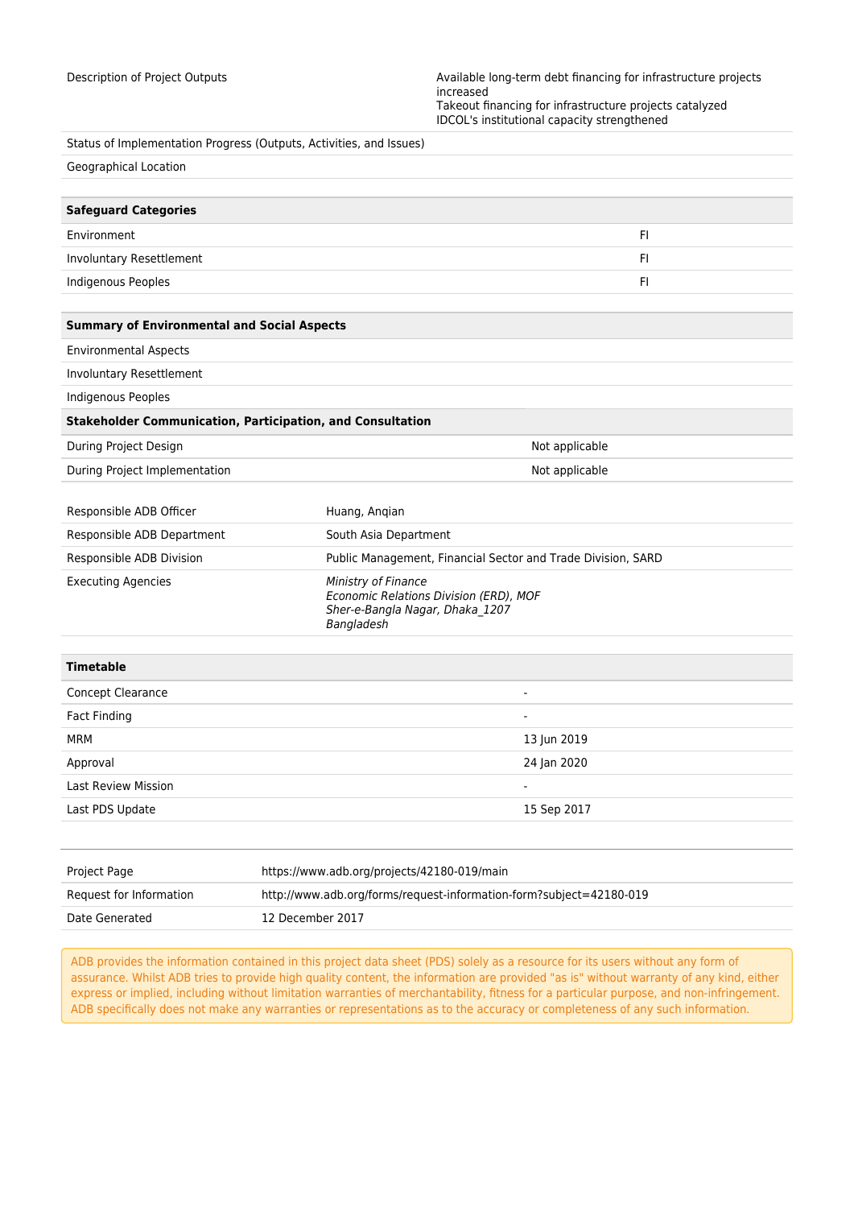| | |
|---|---|
| Description of Project Outputs | Available long-term debt financing for infrastructure projects increased<br>Takeout financing for infrastructure projects catalyzed<br>IDCOL's institutional capacity strengthened |
| Status of Implementation Progress (Outputs, Activities, and Issues) | |
| Geographical Location | |

| Safeguard Categories | |
|---|---|
| Environment | FI |
| Involuntary Resettlement | FI |
| Indigenous Peoples | FI |

| Summary of Environmental and Social Aspects | |
|---|---|
| Environmental Aspects | |
| Involuntary Resettlement | |
| Indigenous Peoples | |
| **Stakeholder Communication, Participation, and Consultation** | |
| During Project Design | Not applicable |
| During Project Implementation | Not applicable |

| | |
|---|---|
| Responsible ADB Officer | Huang, Anqian |
| Responsible ADB Department | South Asia Department |
| Responsible ADB Division | Public Management, Financial Sector and Trade Division, SARD |
| Executing Agencies | *Ministry of Finance*<br>*Economic Relations Division (ERD), MOF*<br>*Sher-e-Bangla Nagar, Dhaka_1207*<br>*Bangladesh* |

| Timetable | |
|---|---|
| Concept Clearance | - |
| Fact Finding | - |
| MRM | 13 Jun 2019 |
| Approval | 24 Jan 2020 |
| Last Review Mission | - |
| Last PDS Update | 15 Sep 2017 |

| | |
|---|---|
| Project Page | https://www.adb.org/projects/42180-019/main |
| Request for Information | http://www.adb.org/forms/request-information-form?subject=42180-019 |
| Date Generated | 12 December 2017 |

ADB provides the information contained in this project data sheet (PDS) solely as a resource for its users without any form of assurance. Whilst ADB tries to provide high quality content, the information are provided "as is" without warranty of any kind, either express or implied, including without limitation warranties of merchantability, fitness for a particular purpose, and non-infringement. ADB specifically does not make any warranties or representations as to the accuracy or completeness of any such information.